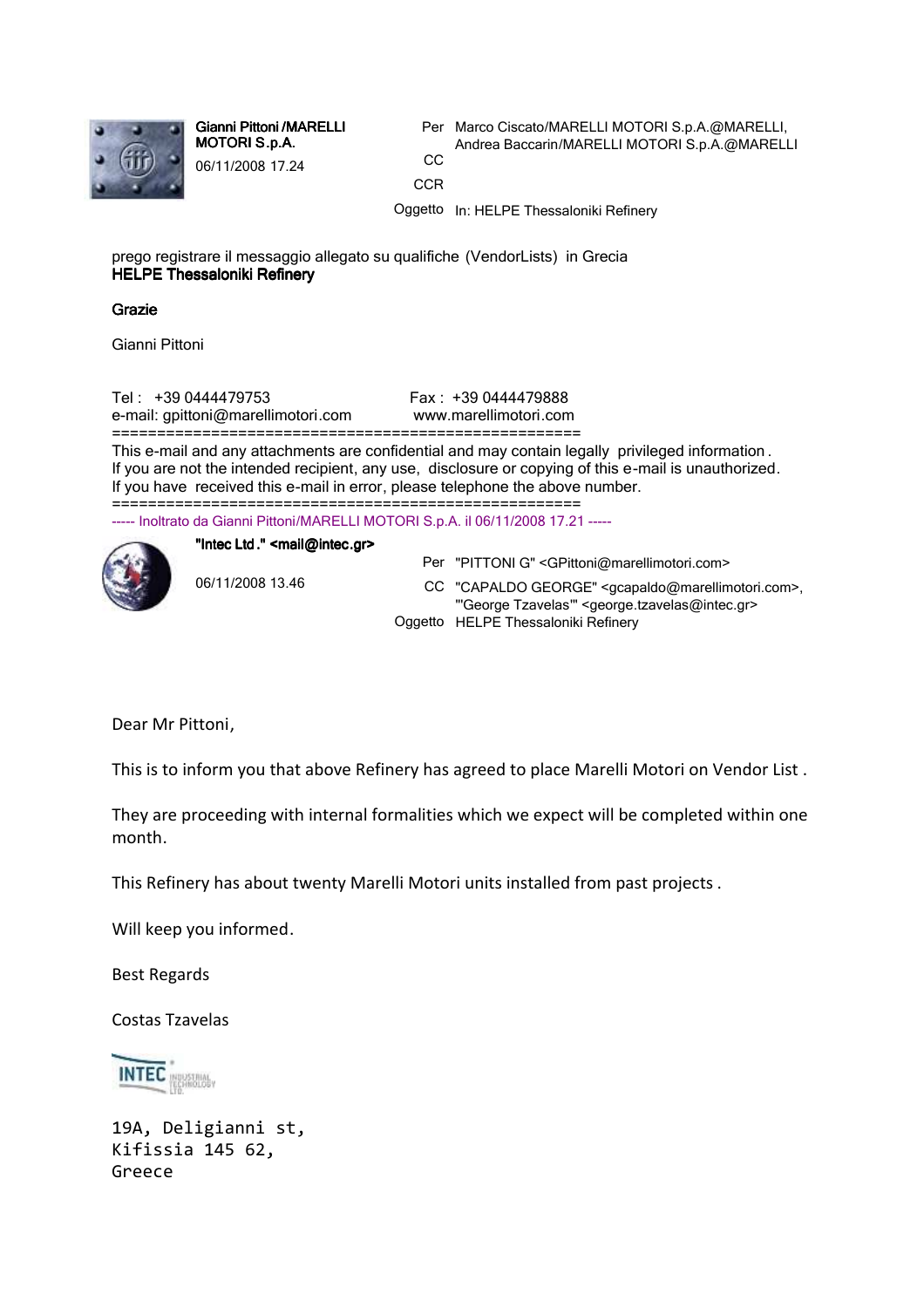**Gianni Pittoni /MARELLI MOTORI S.p.A.**

06/11/2008 17.24

Per Marco Ciscato/MARELLI MOTORI S.p.A.@MARELLI, Andrea Baccarin/MARELLI MOTORI S.p.A.@MARELLI

CC

CCR

Oggetto In: HELPE Thessaloniki Refinery

prego registrare il messaggio allegato su qualifiche (VendorLists) in Grecia
**HELPE Thessaloniki Refinery**

**Grazie**

Gianni Pittoni

Tel : +39 0444479753 Fax : +39 0444479888
e-mail: gpittoni@marellimotori.com www.marellimotori.com
====================================================
This e-mail and any attachments are confidential and may contain legally privileged information.
If you are not the intended recipient, any use, disclosure or copying of this e-mail is unauthorized.
If you have received this e-mail in error, please telephone the above number.
====================================================

----- Inoltrato da Gianni Pittoni/MARELLI MOTORI S.p.A. il 06/11/2008 17.21 -----

**"Intec Ltd." <mail@intec.gr>**

06/11/2008 13.46

Per "PITTONI G" <GPittoni@marellimotori.com>

CC "CAPALDO GEORGE" <gcapaldo@marellimotori.com>, "'George Tzavelas'" <george.tzavelas@intec.gr>

Oggetto HELPE Thessaloniki Refinery

Dear Mr Pittoni,

This is to inform you that above Refinery has agreed to place Marelli Motori on Vendor List .

They are proceeding with internal formalities which we expect will be completed within one month.

This Refinery has about twenty Marelli Motori units installed from past projects .

Will keep you informed.

Best Regards

Costas Tzavelas

INTEC INDUSTRIAL TECHNOLOGY LTD.

19A, Deligianni st,
Kifissia 145 62,
Greece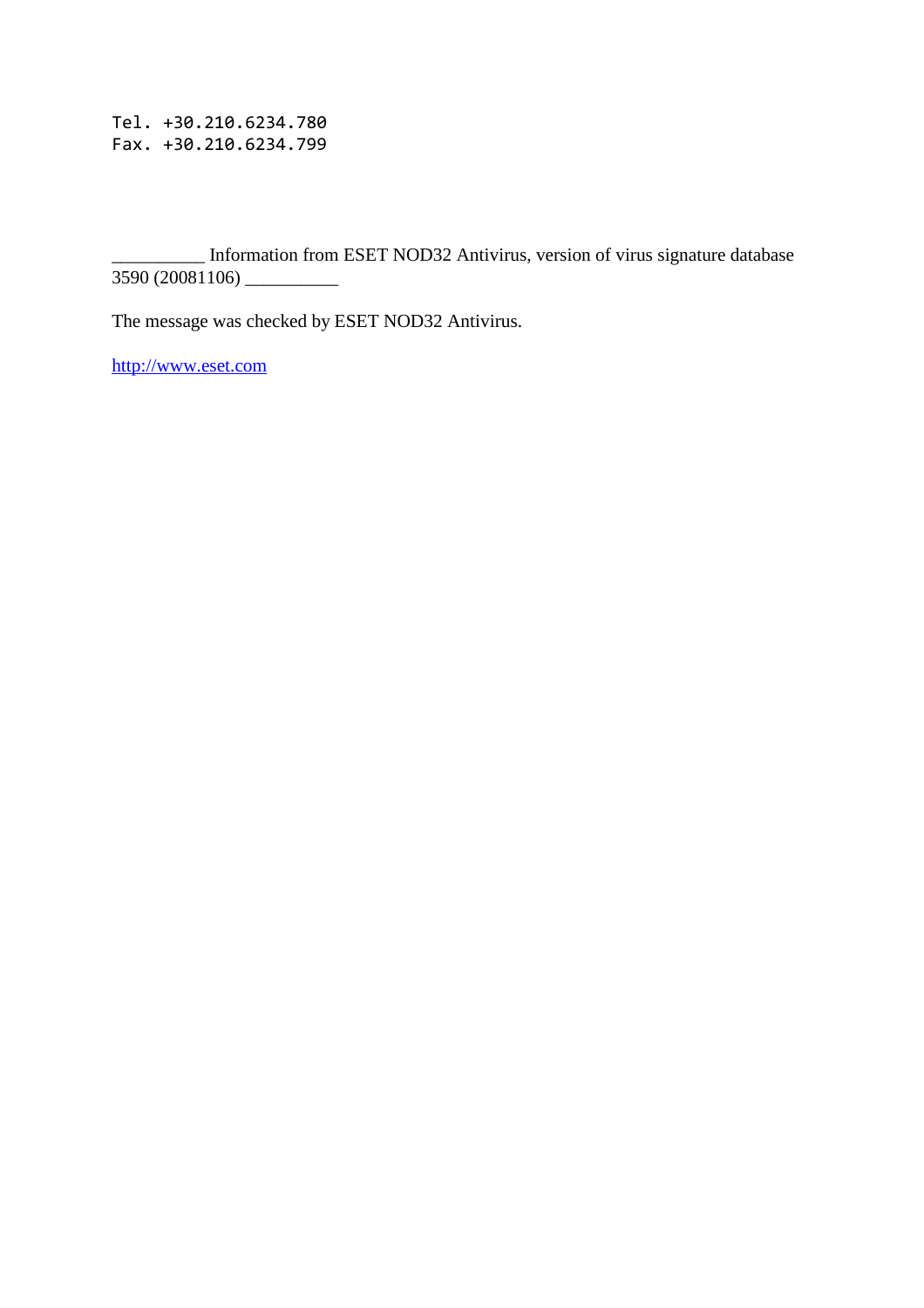Tel. +30.210.6234.780
Fax. +30.210.6234.799

__________ Information from ESET NOD32 Antivirus, version of virus signature database 3590 (20081106) __________

The message was checked by ESET NOD32 Antivirus.

http://www.eset.com